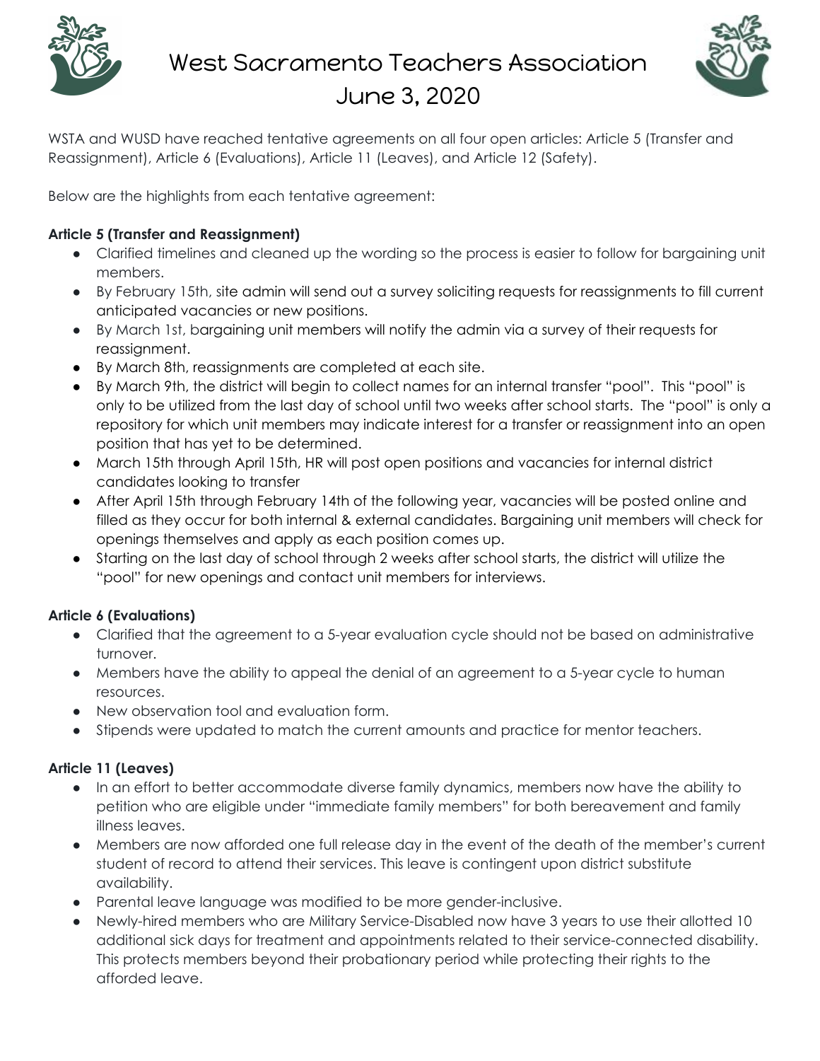# West Sacramento Teachers Association
## June 3, 2020

WSTA and WUSD have reached tentative agreements on all four open articles: Article 5 (Transfer and Reassignment), Article 6 (Evaluations), Article 11 (Leaves), and Article 12 (Safety).

Below are the highlights from each tentative agreement:

**Article 5 (Transfer and Reassignment)**

- Clarified timelines and cleaned up the wording so the process is easier to follow for bargaining unit members.
- By February 15th, site admin will send out a survey soliciting requests for reassignments to fill current anticipated vacancies or new positions.
- By March 1st, bargaining unit members will notify the admin via a survey of their requests for reassignment.
- By March 8th, reassignments are completed at each site.
- By March 9th, the district will begin to collect names for an internal transfer "pool". This "pool" is only to be utilized from the last day of school until two weeks after school starts. The "pool" is only a repository for which unit members may indicate interest for a transfer or reassignment into an open position that has yet to be determined.
- March 15th through April 15th, HR will post open positions and vacancies for internal district candidates looking to transfer
- After April 15th through February 14th of the following year, vacancies will be posted online and filled as they occur for both internal & external candidates. Bargaining unit members will check for openings themselves and apply as each position comes up.
- Starting on the last day of school through 2 weeks after school starts, the district will utilize the "pool" for new openings and contact unit members for interviews.

**Article 6 (Evaluations)**

- Clarified that the agreement to a 5-year evaluation cycle should not be based on administrative turnover.
- Members have the ability to appeal the denial of an agreement to a 5-year cycle to human resources.
- New observation tool and evaluation form.
- Stipends were updated to match the current amounts and practice for mentor teachers.

**Article 11 (Leaves)**

- In an effort to better accommodate diverse family dynamics, members now have the ability to petition who are eligible under "immediate family members" for both bereavement and family illness leaves.
- Members are now afforded one full release day in the event of the death of the member's current student of record to attend their services. This leave is contingent upon district substitute availability.
- Parental leave language was modified to be more gender-inclusive.
- Newly-hired members who are Military Service-Disabled now have 3 years to use their allotted 10 additional sick days for treatment and appointments related to their service-connected disability. This protects members beyond their probationary period while protecting their rights to the afforded leave.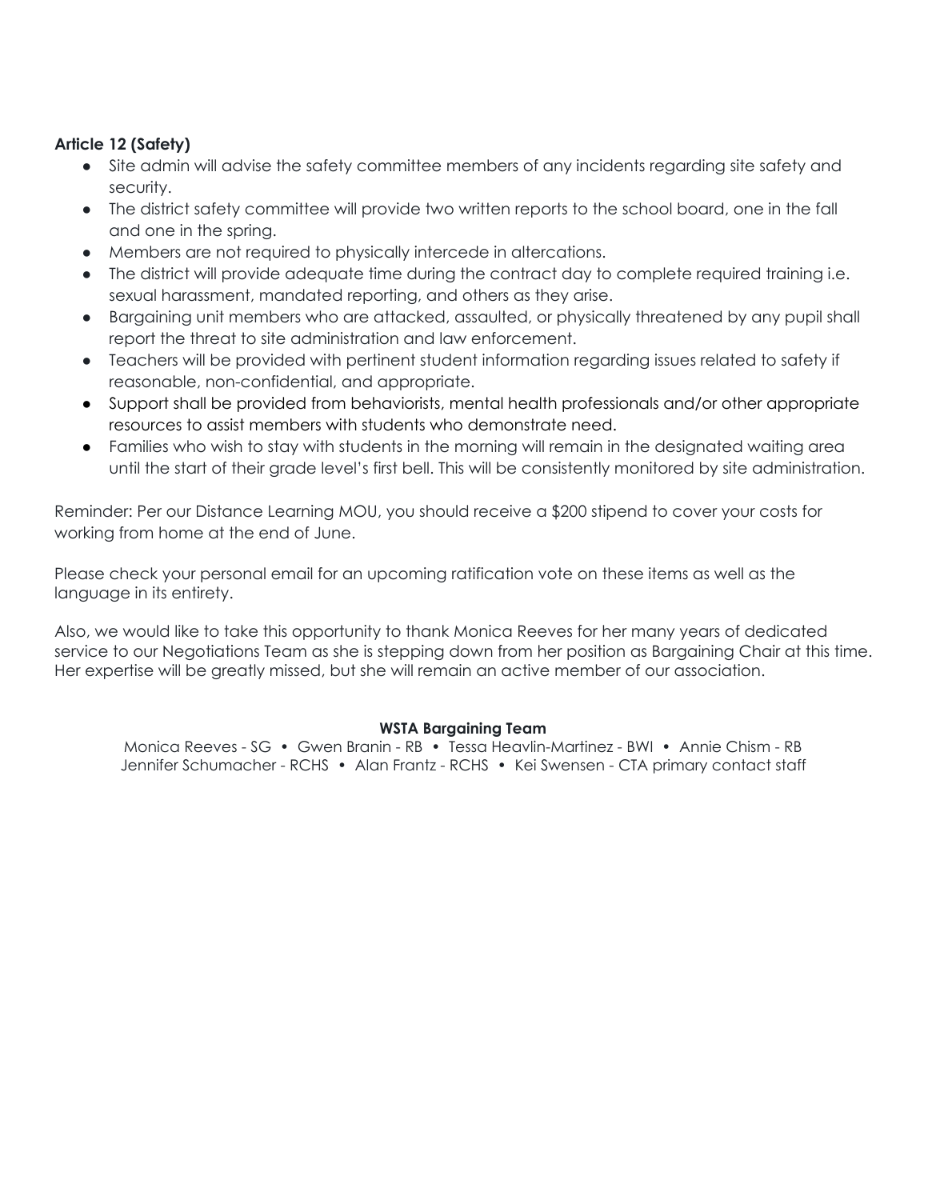**Article 12 (Safety)**

- Site admin will advise the safety committee members of any incidents regarding site safety and security.
- The district safety committee will provide two written reports to the school board, one in the fall and one in the spring.
- Members are not required to physically intercede in altercations.
- The district will provide adequate time during the contract day to complete required training i.e. sexual harassment, mandated reporting, and others as they arise.
- Bargaining unit members who are attacked, assaulted, or physically threatened by any pupil shall report the threat to site administration and law enforcement.
- Teachers will be provided with pertinent student information regarding issues related to safety if reasonable, non-confidential, and appropriate.
- Support shall be provided from behaviorists, mental health professionals and/or other appropriate resources to assist members with students who demonstrate need.
- Families who wish to stay with students in the morning will remain in the designated waiting area until the start of their grade level's first bell. This will be consistently monitored by site administration.

Reminder: Per our Distance Learning MOU, you should receive a $200 stipend to cover your costs for working from home at the end of June.

Please check your personal email for an upcoming ratification vote on these items as well as the language in its entirety.

Also, we would like to take this opportunity to thank Monica Reeves for her many years of dedicated service to our Negotiations Team as she is stepping down from her position as Bargaining Chair at this time. Her expertise will be greatly missed, but she will remain an active member of our association.

**WSTA Bargaining Team**

Monica Reeves - SG • Gwen Branin - RB • Tessa Heavlin-Martinez - BWI • Annie Chism - RB
Jennifer Schumacher - RCHS • Alan Frantz - RCHS • Kei Swensen - CTA primary contact staff